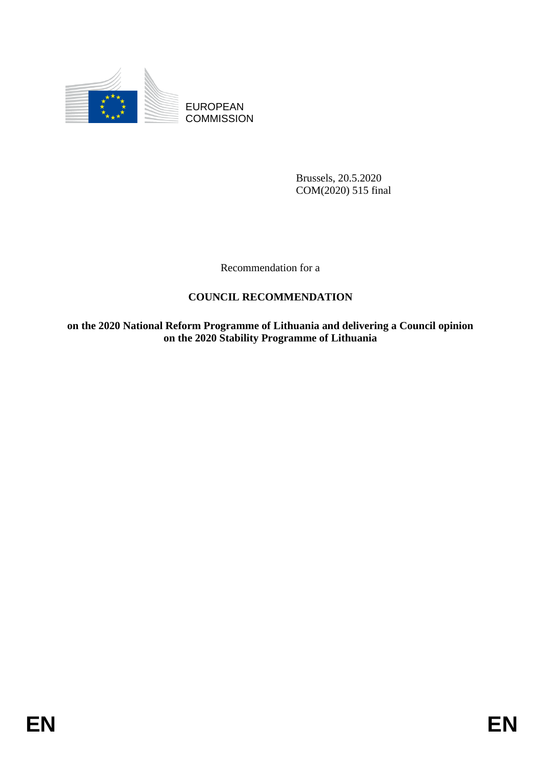EUROPEAN COMMISSION

Brussels, 20.5.2020
COM(2020) 515 final

Recommendation for a

# COUNCIL RECOMMENDATION

**on the 2020 National Reform Programme of Lithuania and delivering a Council opinion on the 2020 Stability Programme of Lithuania**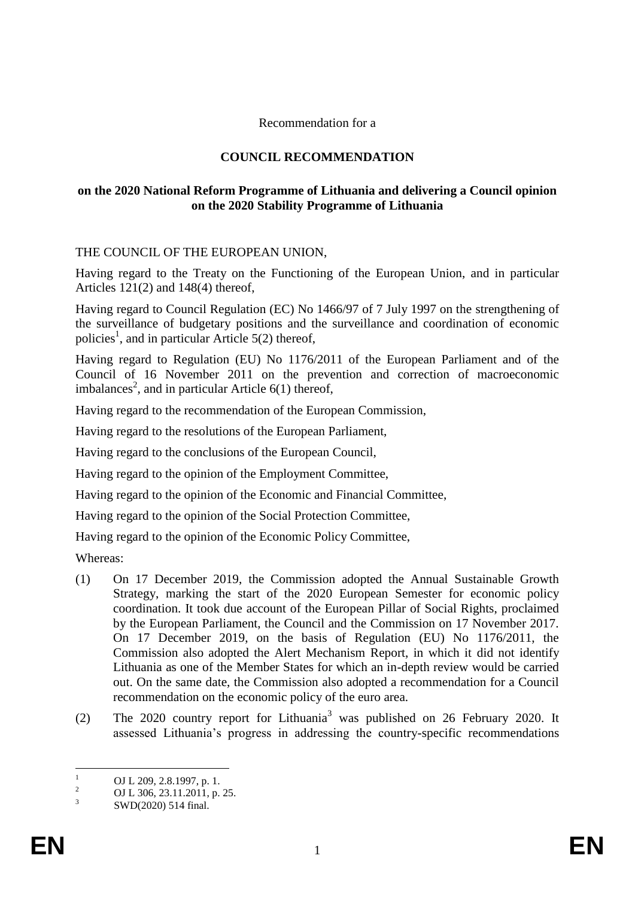Recommendation for a

**COUNCIL RECOMMENDATION**

**on the 2020 National Reform Programme of Lithuania and delivering a Council opinion on the 2020 Stability Programme of Lithuania**

THE COUNCIL OF THE EUROPEAN UNION,

Having regard to the Treaty on the Functioning of the European Union, and in particular Articles 121(2) and 148(4) thereof,

Having regard to Council Regulation (EC) No 1466/97 of 7 July 1997 on the strengthening of the surveillance of budgetary positions and the surveillance and coordination of economic policies[1], and in particular Article 5(2) thereof,

Having regard to Regulation (EU) No 1176/2011 of the European Parliament and of the Council of 16 November 2011 on the prevention and correction of macroeconomic imbalances[2], and in particular Article 6(1) thereof,

Having regard to the recommendation of the European Commission,

Having regard to the resolutions of the European Parliament,

Having regard to the conclusions of the European Council,

Having regard to the opinion of the Employment Committee,

Having regard to the opinion of the Economic and Financial Committee,

Having regard to the opinion of the Social Protection Committee,

Having regard to the opinion of the Economic Policy Committee,

Whereas:

(1) On 17 December 2019, the Commission adopted the Annual Sustainable Growth Strategy, marking the start of the 2020 European Semester for economic policy coordination. It took due account of the European Pillar of Social Rights, proclaimed by the European Parliament, the Council and the Commission on 17 November 2017. On 17 December 2019, on the basis of Regulation (EU) No 1176/2011, the Commission also adopted the Alert Mechanism Report, in which it did not identify Lithuania as one of the Member States for which an in-depth review would be carried out. On the same date, the Commission also adopted a recommendation for a Council recommendation on the economic policy of the euro area.

(2) The 2020 country report for Lithuania[3] was published on 26 February 2020. It assessed Lithuania's progress in addressing the country-specific recommendations

---

[1] OJ L 209, 2.8.1997, p. 1.

[2] OJ L 306, 23.11.2011, p. 25.

[3] SWD(2020) 514 final.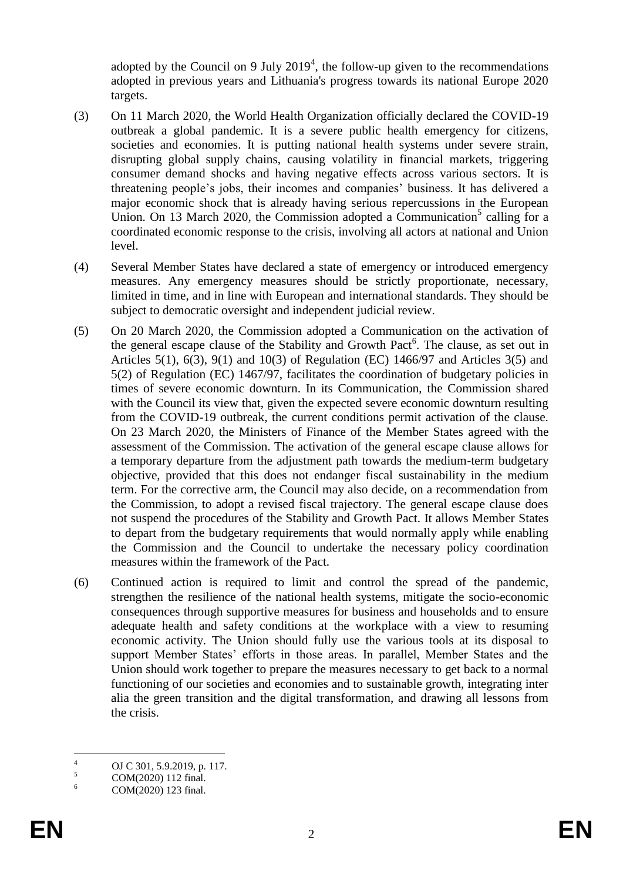adopted by the Council on 9 July 2019[4], the follow-up given to the recommendations adopted in previous years and Lithuania's progress towards its national Europe 2020 targets.

(3) On 11 March 2020, the World Health Organization officially declared the COVID-19 outbreak a global pandemic. It is a severe public health emergency for citizens, societies and economies. It is putting national health systems under severe strain, disrupting global supply chains, causing volatility in financial markets, triggering consumer demand shocks and having negative effects across various sectors. It is threatening people's jobs, their incomes and companies' business. It has delivered a major economic shock that is already having serious repercussions in the European Union. On 13 March 2020, the Commission adopted a Communication[5] calling for a coordinated economic response to the crisis, involving all actors at national and Union level.

(4) Several Member States have declared a state of emergency or introduced emergency measures. Any emergency measures should be strictly proportionate, necessary, limited in time, and in line with European and international standards. They should be subject to democratic oversight and independent judicial review.

(5) On 20 March 2020, the Commission adopted a Communication on the activation of the general escape clause of the Stability and Growth Pact[6]. The clause, as set out in Articles 5(1), 6(3), 9(1) and 10(3) of Regulation (EC) 1466/97 and Articles 3(5) and 5(2) of Regulation (EC) 1467/97, facilitates the coordination of budgetary policies in times of severe economic downturn. In its Communication, the Commission shared with the Council its view that, given the expected severe economic downturn resulting from the COVID-19 outbreak, the current conditions permit activation of the clause. On 23 March 2020, the Ministers of Finance of the Member States agreed with the assessment of the Commission. The activation of the general escape clause allows for a temporary departure from the adjustment path towards the medium-term budgetary objective, provided that this does not endanger fiscal sustainability in the medium term. For the corrective arm, the Council may also decide, on a recommendation from the Commission, to adopt a revised fiscal trajectory. The general escape clause does not suspend the procedures of the Stability and Growth Pact. It allows Member States to depart from the budgetary requirements that would normally apply while enabling the Commission and the Council to undertake the necessary policy coordination measures within the framework of the Pact.

(6) Continued action is required to limit and control the spread of the pandemic, strengthen the resilience of the national health systems, mitigate the socio-economic consequences through supportive measures for business and households and to ensure adequate health and safety conditions at the workplace with a view to resuming economic activity. The Union should fully use the various tools at its disposal to support Member States' efforts in those areas. In parallel, Member States and the Union should work together to prepare the measures necessary to get back to a normal functioning of our societies and economies and to sustainable growth, integrating inter alia the green transition and the digital transformation, and drawing all lessons from the crisis.

---

[4] OJ C 301, 5.9.2019, p. 117.

[5] COM(2020) 112 final.

[6] COM(2020) 123 final.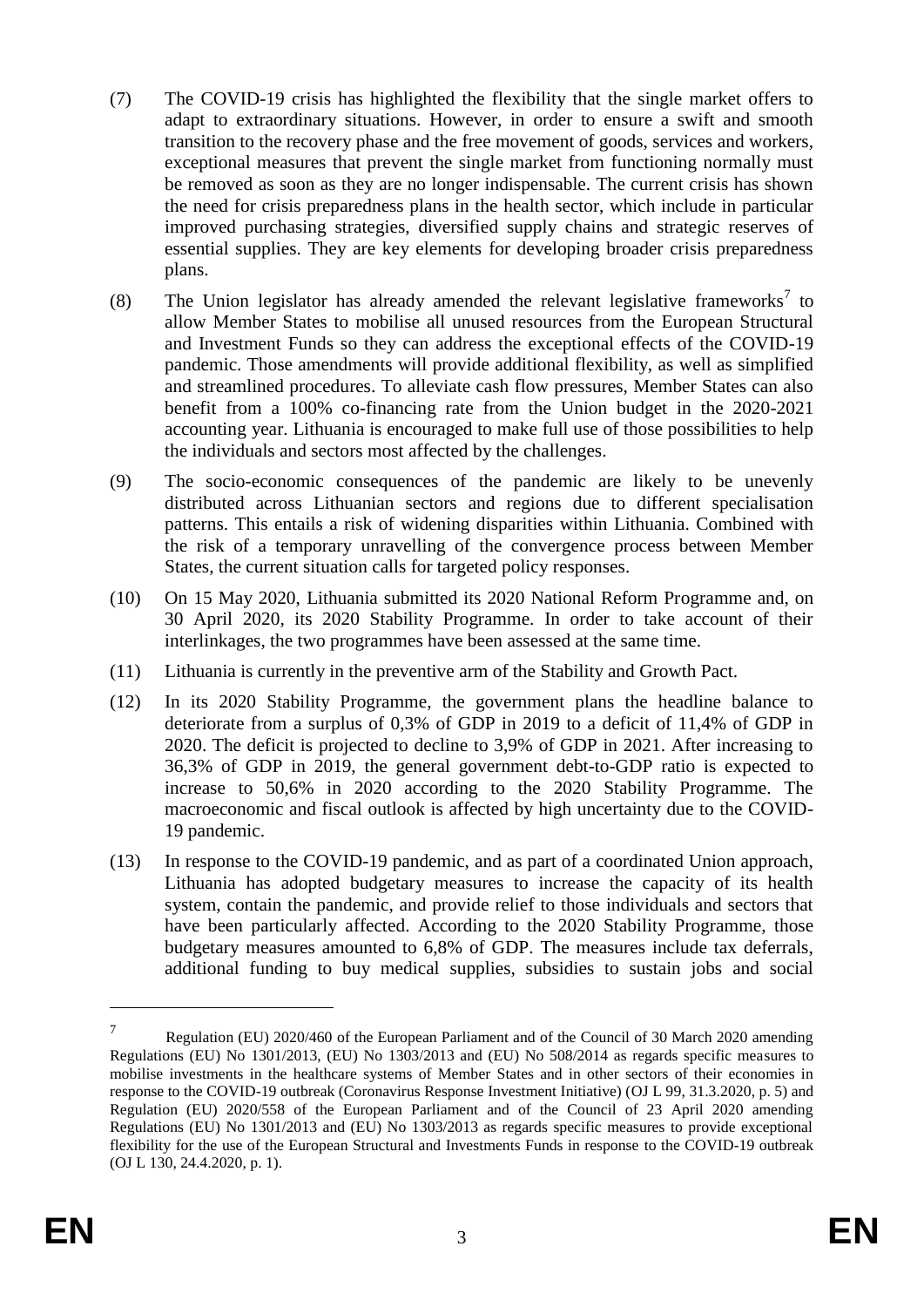(7) The COVID-19 crisis has highlighted the flexibility that the single market offers to adapt to extraordinary situations. However, in order to ensure a swift and smooth transition to the recovery phase and the free movement of goods, services and workers, exceptional measures that prevent the single market from functioning normally must be removed as soon as they are no longer indispensable. The current crisis has shown the need for crisis preparedness plans in the health sector, which include in particular improved purchasing strategies, diversified supply chains and strategic reserves of essential supplies. They are key elements for developing broader crisis preparedness plans.

(8) The Union legislator has already amended the relevant legislative frameworks[7] to allow Member States to mobilise all unused resources from the European Structural and Investment Funds so they can address the exceptional effects of the COVID-19 pandemic. Those amendments will provide additional flexibility, as well as simplified and streamlined procedures. To alleviate cash flow pressures, Member States can also benefit from a 100% co-financing rate from the Union budget in the 2020-2021 accounting year. Lithuania is encouraged to make full use of those possibilities to help the individuals and sectors most affected by the challenges.

(9) The socio-economic consequences of the pandemic are likely to be unevenly distributed across Lithuanian sectors and regions due to different specialisation patterns. This entails a risk of widening disparities within Lithuania. Combined with the risk of a temporary unravelling of the convergence process between Member States, the current situation calls for targeted policy responses.

(10) On 15 May 2020, Lithuania submitted its 2020 National Reform Programme and, on 30 April 2020, its 2020 Stability Programme. In order to take account of their interlinkages, the two programmes have been assessed at the same time.

(11) Lithuania is currently in the preventive arm of the Stability and Growth Pact.

(12) In its 2020 Stability Programme, the government plans the headline balance to deteriorate from a surplus of 0,3% of GDP in 2019 to a deficit of 11,4% of GDP in 2020. The deficit is projected to decline to 3,9% of GDP in 2021. After increasing to 36,3% of GDP in 2019, the general government debt-to-GDP ratio is expected to increase to 50,6% in 2020 according to the 2020 Stability Programme. The macroeconomic and fiscal outlook is affected by high uncertainty due to the COVID-19 pandemic.

(13) In response to the COVID-19 pandemic, and as part of a coordinated Union approach, Lithuania has adopted budgetary measures to increase the capacity of its health system, contain the pandemic, and provide relief to those individuals and sectors that have been particularly affected. According to the 2020 Stability Programme, those budgetary measures amounted to 6,8% of GDP. The measures include tax deferrals, additional funding to buy medical supplies, subsidies to sustain jobs and social

---

[7] Regulation (EU) 2020/460 of the European Parliament and of the Council of 30 March 2020 amending Regulations (EU) No 1301/2013, (EU) No 1303/2013 and (EU) No 508/2014 as regards specific measures to mobilise investments in the healthcare systems of Member States and in other sectors of their economies in response to the COVID-19 outbreak (Coronavirus Response Investment Initiative) (OJ L 99, 31.3.2020, p. 5) and Regulation (EU) 2020/558 of the European Parliament and of the Council of 23 April 2020 amending Regulations (EU) No 1301/2013 and (EU) No 1303/2013 as regards specific measures to provide exceptional flexibility for the use of the European Structural and Investments Funds in response to the COVID-19 outbreak (OJ L 130, 24.4.2020, p. 1).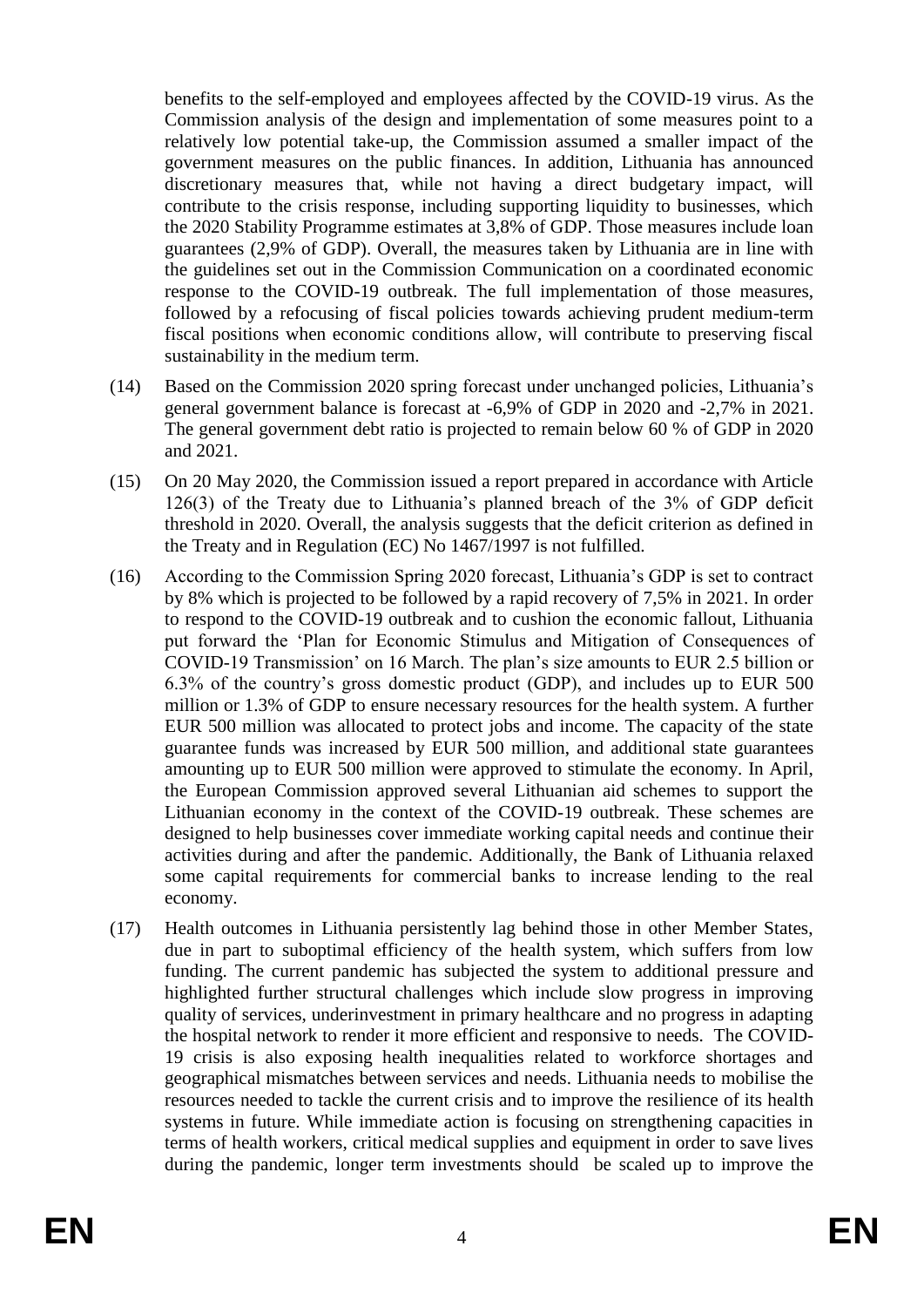benefits to the self-employed and employees affected by the COVID-19 virus. As the Commission analysis of the design and implementation of some measures point to a relatively low potential take-up, the Commission assumed a smaller impact of the government measures on the public finances. In addition, Lithuania has announced discretionary measures that, while not having a direct budgetary impact, will contribute to the crisis response, including supporting liquidity to businesses, which the 2020 Stability Programme estimates at 3,8% of GDP. Those measures include loan guarantees (2,9% of GDP). Overall, the measures taken by Lithuania are in line with the guidelines set out in the Commission Communication on a coordinated economic response to the COVID-19 outbreak. The full implementation of those measures, followed by a refocusing of fiscal policies towards achieving prudent medium-term fiscal positions when economic conditions allow, will contribute to preserving fiscal sustainability in the medium term.

(14) Based on the Commission 2020 spring forecast under unchanged policies, Lithuania's general government balance is forecast at -6,9% of GDP in 2020 and -2,7% in 2021. The general government debt ratio is projected to remain below 60 % of GDP in 2020 and 2021.

(15) On 20 May 2020, the Commission issued a report prepared in accordance with Article 126(3) of the Treaty due to Lithuania's planned breach of the 3% of GDP deficit threshold in 2020. Overall, the analysis suggests that the deficit criterion as defined in the Treaty and in Regulation (EC) No 1467/1997 is not fulfilled.

(16) According to the Commission Spring 2020 forecast, Lithuania's GDP is set to contract by 8% which is projected to be followed by a rapid recovery of 7,5% in 2021. In order to respond to the COVID-19 outbreak and to cushion the economic fallout, Lithuania put forward the 'Plan for Economic Stimulus and Mitigation of Consequences of COVID-19 Transmission' on 16 March. The plan's size amounts to EUR 2.5 billion or 6.3% of the country's gross domestic product (GDP), and includes up to EUR 500 million or 1.3% of GDP to ensure necessary resources for the health system. A further EUR 500 million was allocated to protect jobs and income. The capacity of the state guarantee funds was increased by EUR 500 million, and additional state guarantees amounting up to EUR 500 million were approved to stimulate the economy. In April, the European Commission approved several Lithuanian aid schemes to support the Lithuanian economy in the context of the COVID-19 outbreak. These schemes are designed to help businesses cover immediate working capital needs and continue their activities during and after the pandemic. Additionally, the Bank of Lithuania relaxed some capital requirements for commercial banks to increase lending to the real economy.

(17) Health outcomes in Lithuania persistently lag behind those in other Member States, due in part to suboptimal efficiency of the health system, which suffers from low funding. The current pandemic has subjected the system to additional pressure and highlighted further structural challenges which include slow progress in improving quality of services, underinvestment in primary healthcare and no progress in adapting the hospital network to render it more efficient and responsive to needs. The COVID-19 crisis is also exposing health inequalities related to workforce shortages and geographical mismatches between services and needs. Lithuania needs to mobilise the resources needed to tackle the current crisis and to improve the resilience of its health systems in future. While immediate action is focusing on strengthening capacities in terms of health workers, critical medical supplies and equipment in order to save lives during the pandemic, longer term investments should be scaled up to improve the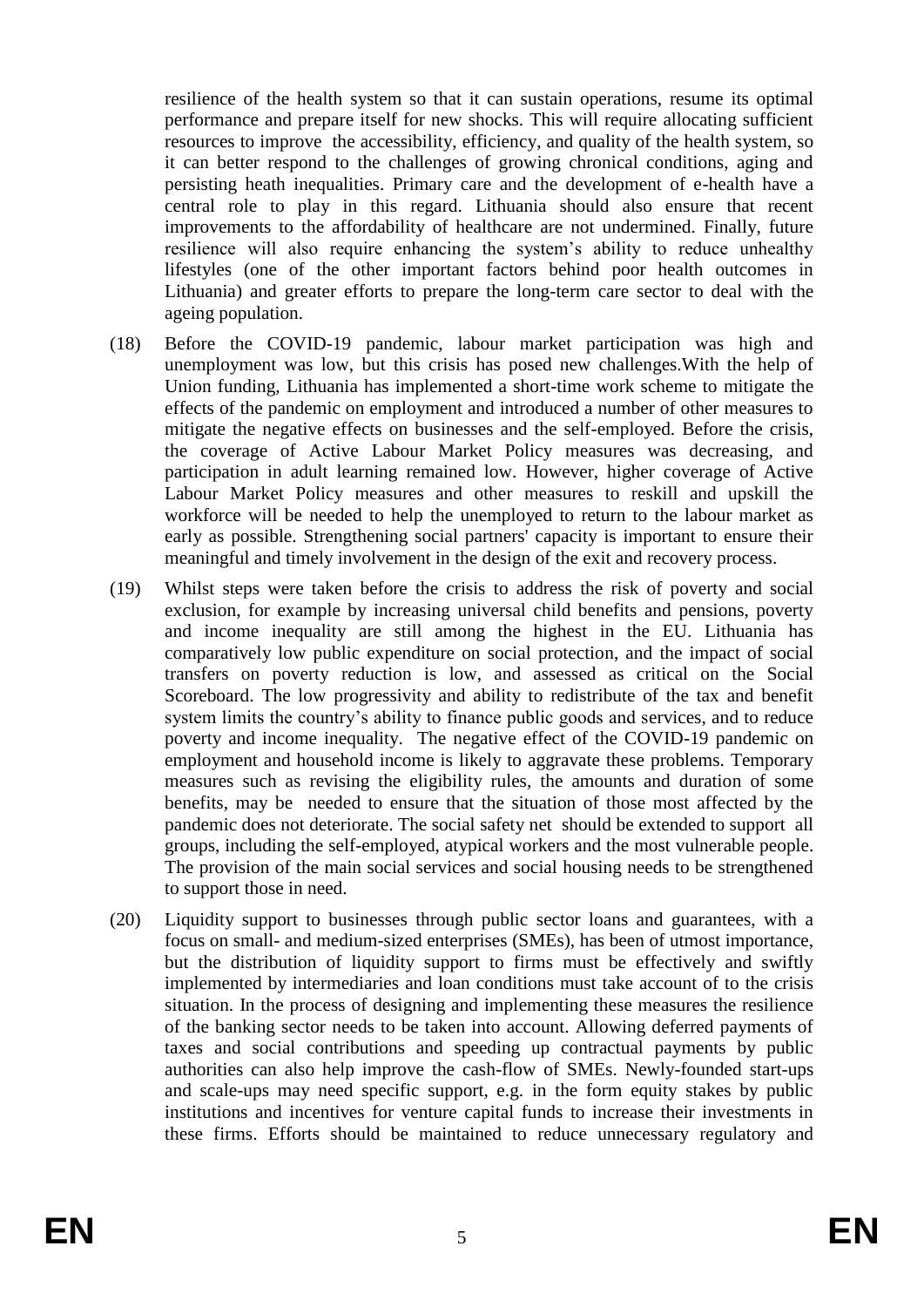resilience of the health system so that it can sustain operations, resume its optimal performance and prepare itself for new shocks. This will require allocating sufficient resources to improve the accessibility, efficiency, and quality of the health system, so it can better respond to the challenges of growing chronical conditions, aging and persisting heath inequalities. Primary care and the development of e-health have a central role to play in this regard. Lithuania should also ensure that recent improvements to the affordability of healthcare are not undermined. Finally, future resilience will also require enhancing the system's ability to reduce unhealthy lifestyles (one of the other important factors behind poor health outcomes in Lithuania) and greater efforts to prepare the long-term care sector to deal with the ageing population.

(18) Before the COVID-19 pandemic, labour market participation was high and unemployment was low, but this crisis has posed new challenges.With the help of Union funding, Lithuania has implemented a short-time work scheme to mitigate the effects of the pandemic on employment and introduced a number of other measures to mitigate the negative effects on businesses and the self-employed. Before the crisis, the coverage of Active Labour Market Policy measures was decreasing, and participation in adult learning remained low. However, higher coverage of Active Labour Market Policy measures and other measures to reskill and upskill the workforce will be needed to help the unemployed to return to the labour market as early as possible. Strengthening social partners' capacity is important to ensure their meaningful and timely involvement in the design of the exit and recovery process.

(19) Whilst steps were taken before the crisis to address the risk of poverty and social exclusion, for example by increasing universal child benefits and pensions, poverty and income inequality are still among the highest in the EU. Lithuania has comparatively low public expenditure on social protection, and the impact of social transfers on poverty reduction is low, and assessed as critical on the Social Scoreboard. The low progressivity and ability to redistribute of the tax and benefit system limits the country's ability to finance public goods and services, and to reduce poverty and income inequality. The negative effect of the COVID-19 pandemic on employment and household income is likely to aggravate these problems. Temporary measures such as revising the eligibility rules, the amounts and duration of some benefits, may be needed to ensure that the situation of those most affected by the pandemic does not deteriorate. The social safety net should be extended to support all groups, including the self-employed, atypical workers and the most vulnerable people. The provision of the main social services and social housing needs to be strengthened to support those in need.

(20) Liquidity support to businesses through public sector loans and guarantees, with a focus on small- and medium-sized enterprises (SMEs), has been of utmost importance, but the distribution of liquidity support to firms must be effectively and swiftly implemented by intermediaries and loan conditions must take account of to the crisis situation. In the process of designing and implementing these measures the resilience of the banking sector needs to be taken into account. Allowing deferred payments of taxes and social contributions and speeding up contractual payments by public authorities can also help improve the cash-flow of SMEs. Newly-founded start-ups and scale-ups may need specific support, e.g. in the form equity stakes by public institutions and incentives for venture capital funds to increase their investments in these firms. Efforts should be maintained to reduce unnecessary regulatory and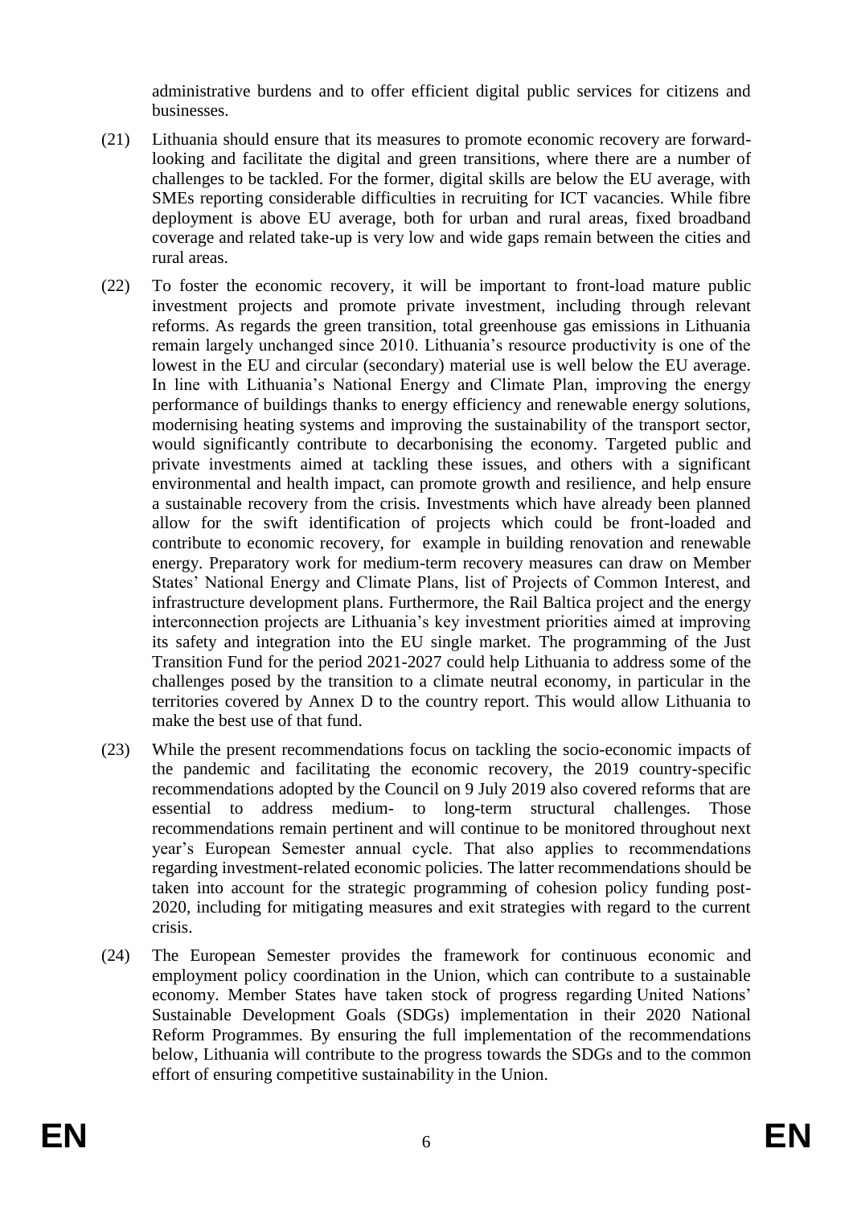administrative burdens and to offer efficient digital public services for citizens and businesses.

(21) Lithuania should ensure that its measures to promote economic recovery are forward-looking and facilitate the digital and green transitions, where there are a number of challenges to be tackled. For the former, digital skills are below the EU average, with SMEs reporting considerable difficulties in recruiting for ICT vacancies. While fibre deployment is above EU average, both for urban and rural areas, fixed broadband coverage and related take-up is very low and wide gaps remain between the cities and rural areas.

(22) To foster the economic recovery, it will be important to front-load mature public investment projects and promote private investment, including through relevant reforms. As regards the green transition, total greenhouse gas emissions in Lithuania remain largely unchanged since 2010. Lithuania's resource productivity is one of the lowest in the EU and circular (secondary) material use is well below the EU average. In line with Lithuania's National Energy and Climate Plan, improving the energy performance of buildings thanks to energy efficiency and renewable energy solutions, modernising heating systems and improving the sustainability of the transport sector, would significantly contribute to decarbonising the economy. Targeted public and private investments aimed at tackling these issues, and others with a significant environmental and health impact, can promote growth and resilience, and help ensure a sustainable recovery from the crisis. Investments which have already been planned allow for the swift identification of projects which could be front-loaded and contribute to economic recovery, for example in building renovation and renewable energy. Preparatory work for medium-term recovery measures can draw on Member States' National Energy and Climate Plans, list of Projects of Common Interest, and infrastructure development plans. Furthermore, the Rail Baltica project and the energy interconnection projects are Lithuania's key investment priorities aimed at improving its safety and integration into the EU single market. The programming of the Just Transition Fund for the period 2021-2027 could help Lithuania to address some of the challenges posed by the transition to a climate neutral economy, in particular in the territories covered by Annex D to the country report. This would allow Lithuania to make the best use of that fund.

(23) While the present recommendations focus on tackling the socio-economic impacts of the pandemic and facilitating the economic recovery, the 2019 country-specific recommendations adopted by the Council on 9 July 2019 also covered reforms that are essential to address medium- to long-term structural challenges. Those recommendations remain pertinent and will continue to be monitored throughout next year's European Semester annual cycle. That also applies to recommendations regarding investment-related economic policies. The latter recommendations should be taken into account for the strategic programming of cohesion policy funding post-2020, including for mitigating measures and exit strategies with regard to the current crisis.

(24) The European Semester provides the framework for continuous economic and employment policy coordination in the Union, which can contribute to a sustainable economy. Member States have taken stock of progress regarding United Nations' Sustainable Development Goals (SDGs) implementation in their 2020 National Reform Programmes. By ensuring the full implementation of the recommendations below, Lithuania will contribute to the progress towards the SDGs and to the common effort of ensuring competitive sustainability in the Union.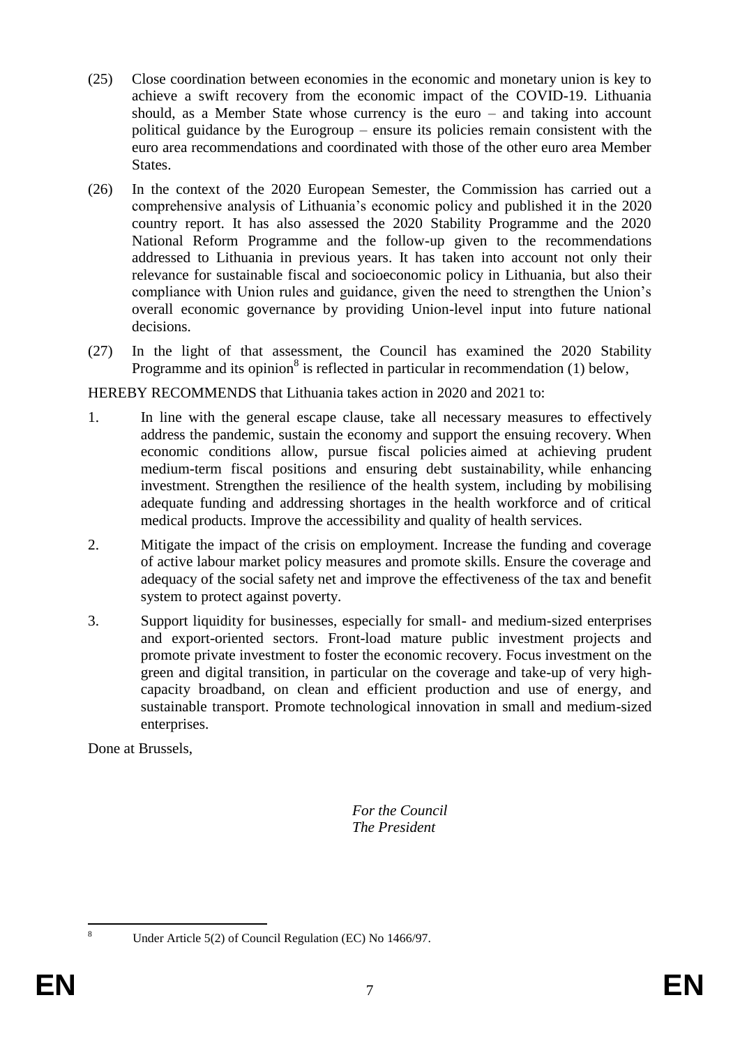(25) Close coordination between economies in the economic and monetary union is key to achieve a swift recovery from the economic impact of the COVID-19. Lithuania should, as a Member State whose currency is the euro – and taking into account political guidance by the Eurogroup – ensure its policies remain consistent with the euro area recommendations and coordinated with those of the other euro area Member States.

(26) In the context of the 2020 European Semester, the Commission has carried out a comprehensive analysis of Lithuania's economic policy and published it in the 2020 country report. It has also assessed the 2020 Stability Programme and the 2020 National Reform Programme and the follow-up given to the recommendations addressed to Lithuania in previous years. It has taken into account not only their relevance for sustainable fiscal and socioeconomic policy in Lithuania, but also their compliance with Union rules and guidance, given the need to strengthen the Union's overall economic governance by providing Union-level input into future national decisions.

(27) In the light of that assessment, the Council has examined the 2020 Stability Programme and its opinion[8] is reflected in particular in recommendation (1) below,

HEREBY RECOMMENDS that Lithuania takes action in 2020 and 2021 to:

1. In line with the general escape clause, take all necessary measures to effectively address the pandemic, sustain the economy and support the ensuing recovery. When economic conditions allow, pursue fiscal policies aimed at achieving prudent medium-term fiscal positions and ensuring debt sustainability, while enhancing investment. Strengthen the resilience of the health system, including by mobilising adequate funding and addressing shortages in the health workforce and of critical medical products. Improve the accessibility and quality of health services.

2. Mitigate the impact of the crisis on employment. Increase the funding and coverage of active labour market policy measures and promote skills. Ensure the coverage and adequacy of the social safety net and improve the effectiveness of the tax and benefit system to protect against poverty.

3. Support liquidity for businesses, especially for small- and medium-sized enterprises and export-oriented sectors. Front-load mature public investment projects and promote private investment to foster the economic recovery. Focus investment on the green and digital transition, in particular on the coverage and take-up of very high-capacity broadband, on clean and efficient production and use of energy, and sustainable transport. Promote technological innovation in small and medium-sized enterprises.

Done at Brussels,

*For the Council*
*The President*

[8] Under Article 5(2) of Council Regulation (EC) No 1466/97.